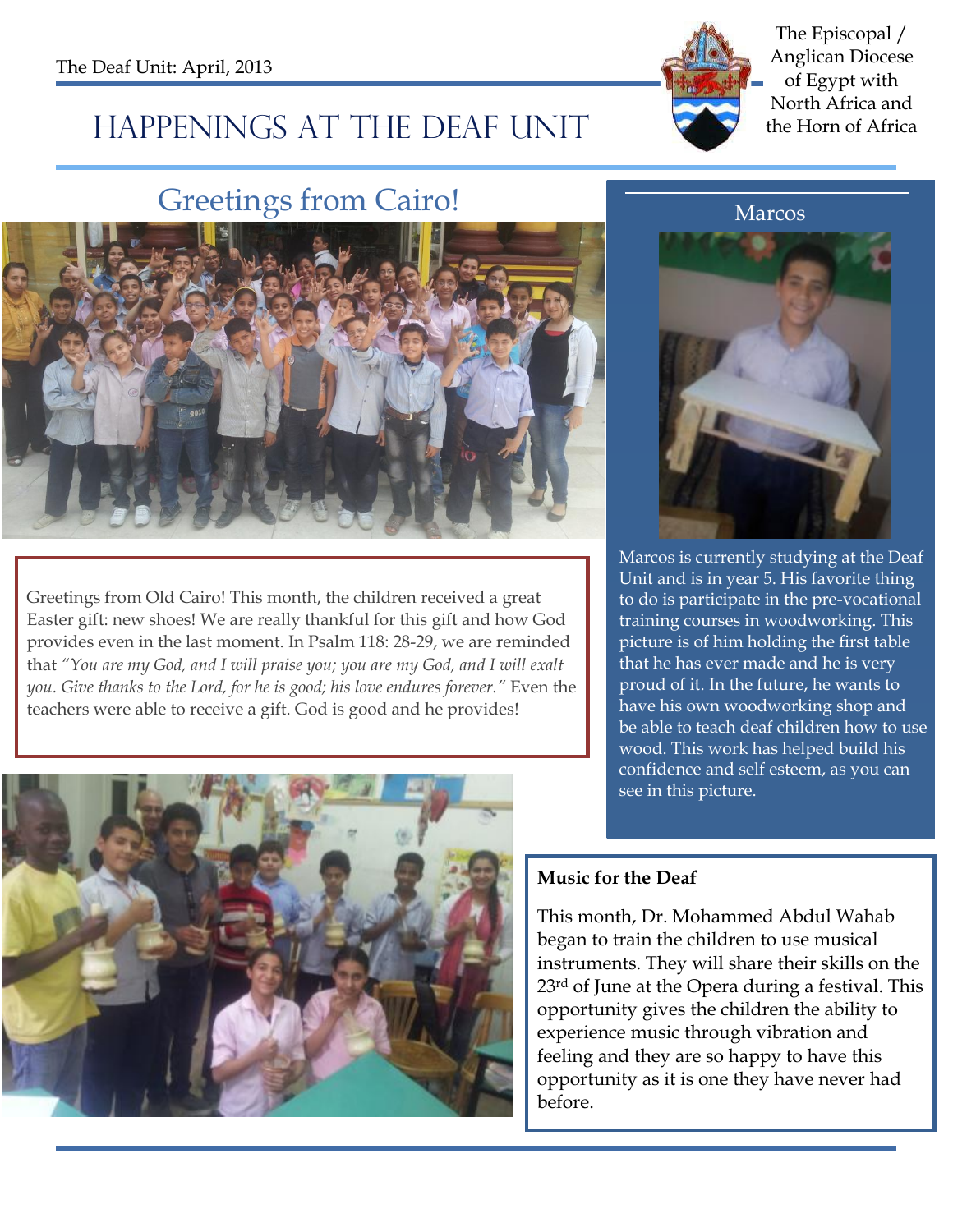The Deal Unit: April, 2013

The Episcopal / Anglican Diocese of Egypt with North Africa and the Horn of Africa

# Happenings at the Deaf Unit

## Greetings from Cairo!

Greetings from Old Cairo! This month, the children received a great Easter gift: new shoes! We are really thankful for this gift and how God provides even in the last moment. In Psalm 118: 28-29, we are reminded that *"You are my God, and I will praise you; you are my God, and I will exalt you. Give thanks to the Lord, for he is good; his love endures forever."* Even the teachers were able to receive a gift. God is good and he provides!

## Marcos

Marcos is currently studying at the Deaf Unit and is in year 5. His favorite thing to do is participate in the pre-vocational training courses in woodworking. This picture is of him holding the first table that he has ever made and he is very proud of it. In the future, he wants to have his own woodworking shop and be able to teach deaf children how to use wood. This work has helped build his confidence and self esteem, as you can see in this picture.

**Music for the Deaf**

This month, Dr. Mohammed Abdul Wahab began to train the children to use musical instruments. They will share their skills on the 23rd of June at the Opera during a festival. This opportunity gives the children the ability to experience music through vibration and feeling and they are so happy to have this opportunity as it is one they have never had before.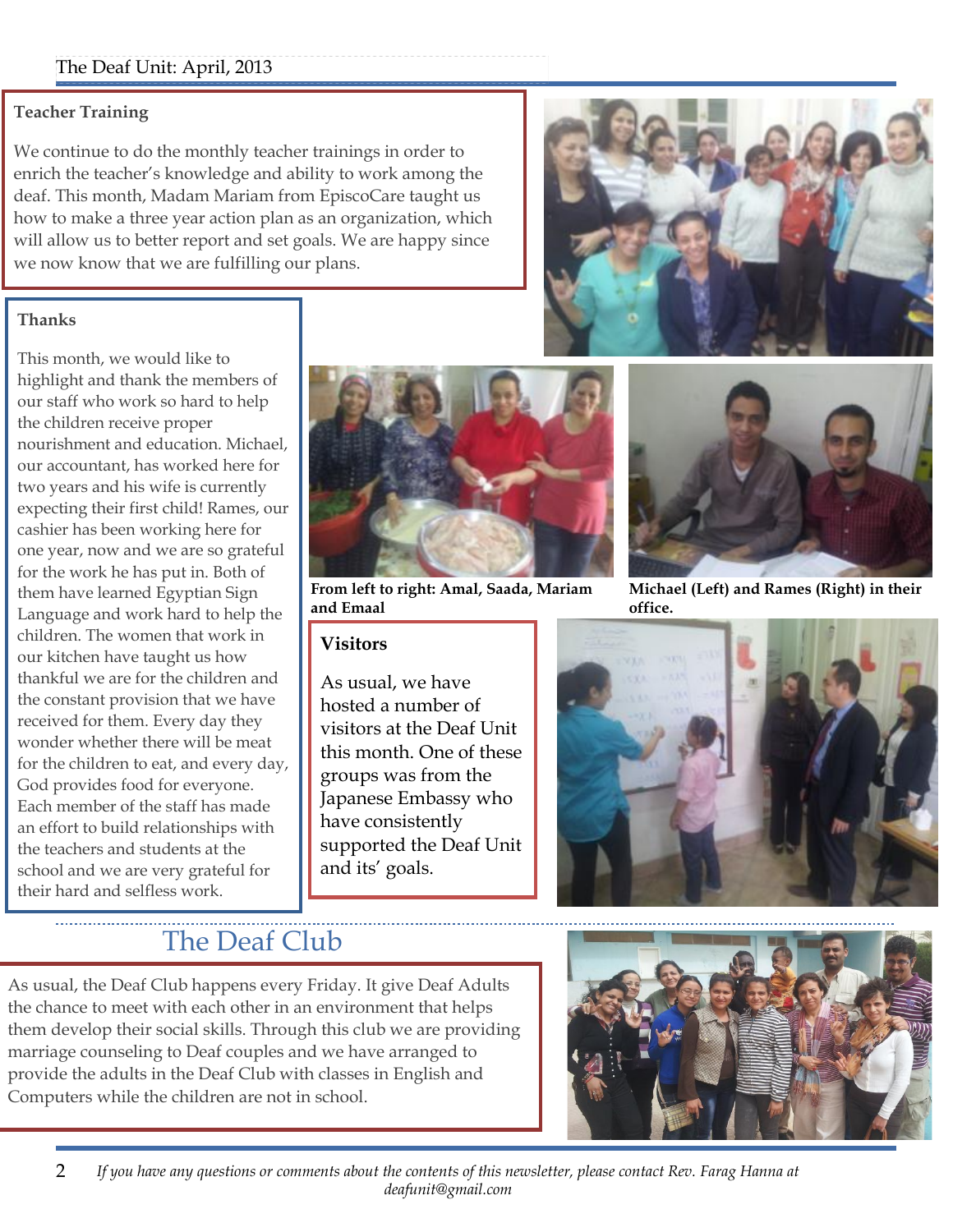### Teacher Training

We continue to do the monthly teacher trainings in order to enrich the teacher's knowledge and ability to work among the deaf. This month, Madam Mariam from EpiscoCare taught us how to make a three year action plan as an organization, which will allow us to better report and set goals. We are happy since we now know that we are fulfilling our plans.

### Thanks

This month, we would like to highlight and thank the members of our staff who work so hard to help the children receive proper nourishment and education. Michael, our accountant, has worked here for two years and his wife is currently expecting their first child! Rames, our cashier has been working here for one year, now and we are so grateful for the work he has put in. Both of them have learned Egyptian Sign Language and work hard to help the children. The women that work in our kitchen have taught us how thankful we are for the children and the constant provision that we have received for them. Every day they wonder whether there will be meat for the children to eat, and every day, God provides food for everyone. Each member of the staff has made an effort to build relationships with the teachers and students at the school and we are very grateful for their hard and selfless work.

**From left to right: Amal, Saada, Mariam and Emaal**

**Michael (Left) and Rames (Right) in their office.**

### Visitors

As usual, we have hosted a number of visitors at the Deaf Unit this month. One of these groups was from the Japanese Embassy who have consistently supported the Deaf Unit and its' goals.

## The Deaf Club

As usual, the Deaf Club happens every Friday. It give Deaf Adults the chance to meet with each other in an environment that helps them develop their social skills. Through this club we are providing marriage counseling to Deaf couples and we have arranged to provide the adults in the Deaf Club with classes in English and Computers while the children are not in school.

*If you have any questions or comments about the contents of this newsletter, please contact Rev. Farag Hanna at deafunit@gmail.com*